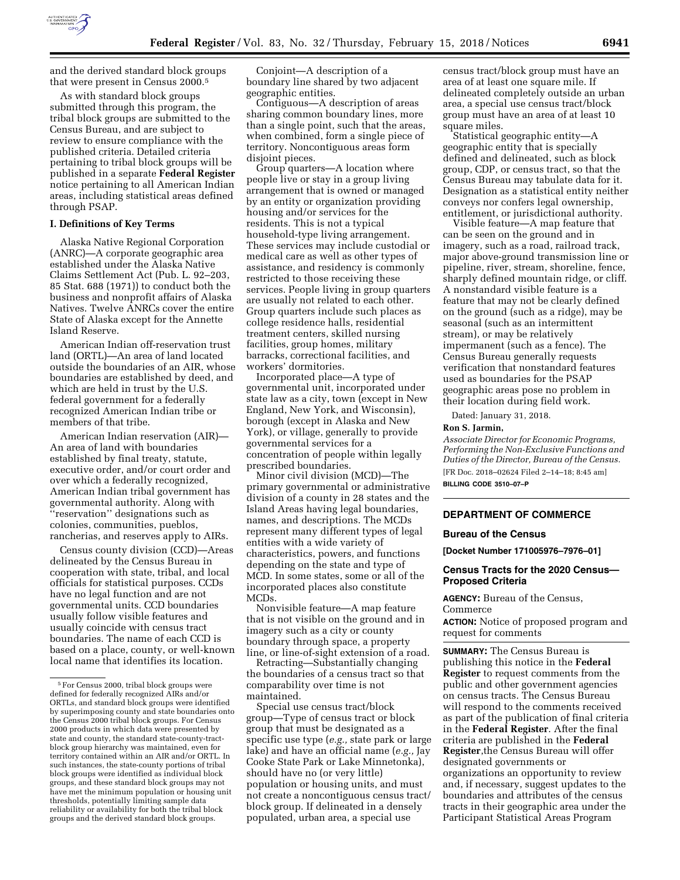and the derived standard block groups that were present in Census 2000.[5]

As with standard block groups submitted through this program, the tribal block groups are submitted to the Census Bureau, and are subject to review to ensure compliance with the published criteria. Detailed criteria pertaining to tribal block groups will be published in a separate **Federal Register** notice pertaining to all American Indian areas, including statistical areas defined through PSAP.

### I. Definitions of Key Terms

Alaska Native Regional Corporation (ANRC)—A corporate geographic area established under the Alaska Native Claims Settlement Act (Pub. L. 92–203, 85 Stat. 688 (1971)) to conduct both the business and nonprofit affairs of Alaska Natives. Twelve ANRCs cover the entire State of Alaska except for the Annette Island Reserve.

American Indian off-reservation trust land (ORTL)—An area of land located outside the boundaries of an AIR, whose boundaries are established by deed, and which are held in trust by the U.S. federal government for a federally recognized American Indian tribe or members of that tribe.

American Indian reservation (AIR)—An area of land with boundaries established by final treaty, statute, executive order, and/or court order and over which a federally recognized, American Indian tribal government has governmental authority. Along with ''reservation'' designations such as colonies, communities, pueblos, rancherias, and reserves apply to AIRs.

Census county division (CCD)—Areas delineated by the Census Bureau in cooperation with state, tribal, and local officials for statistical purposes. CCDs have no legal function and are not governmental units. CCD boundaries usually follow visible features and usually coincide with census tract boundaries. The name of each CCD is based on a place, county, or well-known local name that identifies its location.

Conjoint—A description of a boundary line shared by two adjacent geographic entities.

Contiguous—A description of areas sharing common boundary lines, more than a single point, such that the areas, when combined, form a single piece of territory. Noncontiguous areas form disjoint pieces.

Group quarters—A location where people live or stay in a group living arrangement that is owned or managed by an entity or organization providing housing and/or services for the residents. This is not a typical household-type living arrangement. These services may include custodial or medical care as well as other types of assistance, and residency is commonly restricted to those receiving these services. People living in group quarters are usually not related to each other. Group quarters include such places as college residence halls, residential treatment centers, skilled nursing facilities, group homes, military barracks, correctional facilities, and workers' dormitories.

Incorporated place—A type of governmental unit, incorporated under state law as a city, town (except in New England, New York, and Wisconsin), borough (except in Alaska and New York), or village, generally to provide governmental services for a concentration of people within legally prescribed boundaries.

Minor civil division (MCD)—The primary governmental or administrative division of a county in 28 states and the Island Areas having legal boundaries, names, and descriptions. The MCDs represent many different types of legal entities with a wide variety of characteristics, powers, and functions depending on the state and type of MCD. In some states, some or all of the incorporated places also constitute MCDs.

Nonvisible feature—A map feature that is not visible on the ground and in imagery such as a city or county boundary through space, a property line, or line-of-sight extension of a road.

Retracting—Substantially changing the boundaries of a census tract so that comparability over time is not maintained.

Special use census tract/block group—Type of census tract or block group that must be designated as a specific use type (*e.g.,* state park or large lake) and have an official name (*e.g.,* Jay Cooke State Park or Lake Minnetonka), should have no (or very little) population or housing units, and must not create a noncontiguous census tract/block group. If delineated in a densely populated, urban area, a special use census tract/block group must have an area of at least one square mile. If delineated completely outside an urban area, a special use census tract/block group must have an area of at least 10 square miles.

Statistical geographic entity—A geographic entity that is specially defined and delineated, such as block group, CDP, or census tract, so that the Census Bureau may tabulate data for it. Designation as a statistical entity neither conveys nor confers legal ownership, entitlement, or jurisdictional authority.

Visible feature—A map feature that can be seen on the ground and in imagery, such as a road, railroad track, major above-ground transmission line or pipeline, river, stream, shoreline, fence, sharply defined mountain ridge, or cliff. A nonstandard visible feature is a feature that may not be clearly defined on the ground (such as a ridge), may be seasonal (such as an intermittent stream), or may be relatively impermanent (such as a fence). The Census Bureau generally requests verification that nonstandard features used as boundaries for the PSAP geographic areas pose no problem in their location during field work.

Dated: January 31, 2018.

**Ron S. Jarmin,**

*Associate Director for Economic Programs, Performing the Non-Exclusive Functions and Duties of the Director, Bureau of the Census.*

[FR Doc. 2018–02624 Filed 2–14–18; 8:45 am]

**BILLING CODE 3510–07–P**

[5] For Census 2000, tribal block groups were defined for federally recognized AIRs and/or ORTLs, and standard block groups were identified by superimposing county and state boundaries onto the Census 2000 tribal block groups. For Census 2000 products in which data were presented by state and county, the standard state-county-tract-block group hierarchy was maintained, even for territory contained within an AIR and/or ORTL. In such instances, the state-county portions of tribal block groups were identified as individual block groups, and these standard block groups may not have met the minimum population or housing unit thresholds, potentially limiting sample data reliability or availability for both the tribal block groups and the derived standard block groups.

---

## DEPARTMENT OF COMMERCE

### Bureau of the Census

**[Docket Number 171005976–7976–01]**

### Census Tracts for the 2020 Census—Proposed Criteria

**AGENCY:** Bureau of the Census, Commerce

**ACTION:** Notice of proposed program and request for comments

**SUMMARY:** The Census Bureau is publishing this notice in the **Federal Register** to request comments from the public and other government agencies on census tracts. The Census Bureau will respond to the comments received as part of the publication of final criteria in the **Federal Register**. After the final criteria are published in the **Federal Register**,the Census Bureau will offer designated governments or organizations an opportunity to review and, if necessary, suggest updates to the boundaries and attributes of the census tracts in their geographic area under the Participant Statistical Areas Program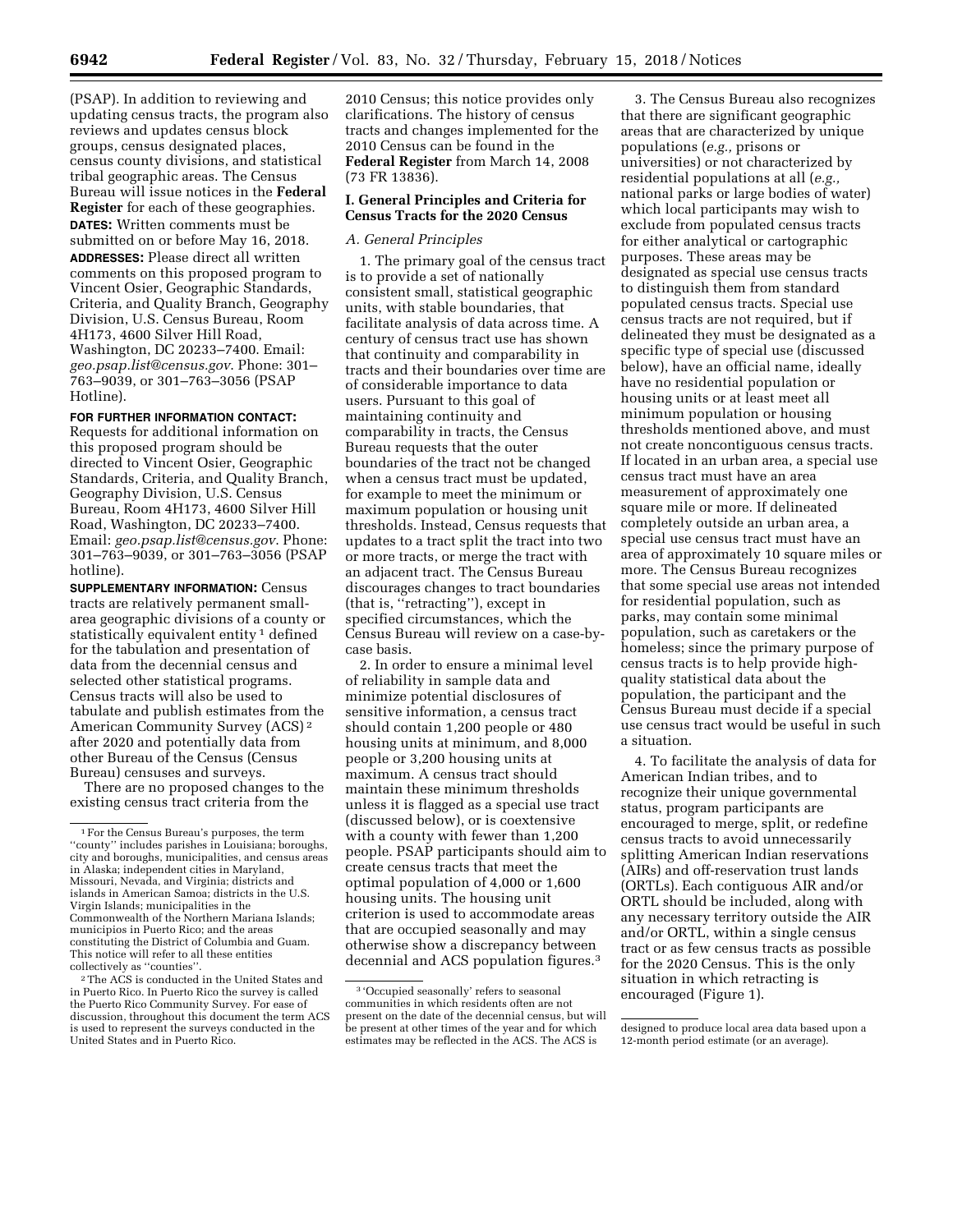(PSAP). In addition to reviewing and updating census tracts, the program also reviews and updates census block groups, census designated places, census county divisions, and statistical tribal geographic areas. The Census Bureau will issue notices in the **Federal Register** for each of these geographies.

**DATES:** Written comments must be submitted on or before May 16, 2018.

**ADDRESSES:** Please direct all written comments on this proposed program to Vincent Osier, Geographic Standards, Criteria, and Quality Branch, Geography Division, U.S. Census Bureau, Room 4H173, 4600 Silver Hill Road, Washington, DC 20233–7400. Email: *geo.psap.list@census.gov*. Phone: 301–763–9039, or 301–763–3056 (PSAP Hotline).

**FOR FURTHER INFORMATION CONTACT:** Requests for additional information on this proposed program should be directed to Vincent Osier, Geographic Standards, Criteria, and Quality Branch, Geography Division, U.S. Census Bureau, Room 4H173, 4600 Silver Hill Road, Washington, DC 20233–7400. Email: *geo.psap.list@census.gov*. Phone: 301–763–9039, or 301–763–3056 (PSAP hotline).

**SUPPLEMENTARY INFORMATION:** Census tracts are relatively permanent small-area geographic divisions of a county or statistically equivalent entity [1] defined for the tabulation and presentation of data from the decennial census and selected other statistical programs. Census tracts will also be used to tabulate and publish estimates from the American Community Survey (ACS) [2] after 2020 and potentially data from other Bureau of the Census (Census Bureau) censuses and surveys.

There are no proposed changes to the existing census tract criteria from the 2010 Census; this notice provides only clarifications. The history of census tracts and changes implemented for the 2010 Census can be found in the **Federal Register** from March 14, 2008 (73 FR 13836).

## I. General Principles and Criteria for Census Tracts for the 2020 Census

### *A. General Principles*

1. The primary goal of the census tract is to provide a set of nationally consistent small, statistical geographic units, with stable boundaries, that facilitate analysis of data across time. A century of census tract use has shown that continuity and comparability in tracts and their boundaries over time are of considerable importance to data users. Pursuant to this goal of maintaining continuity and comparability in tracts, the Census Bureau requests that the outer boundaries of the tract not be changed when a census tract must be updated, for example to meet the minimum or maximum population or housing unit thresholds. Instead, Census requests that updates to a tract split the tract into two or more tracts, or merge the tract with an adjacent tract. The Census Bureau discourages changes to tract boundaries (that is, ''retracting''), except in specified circumstances, which the Census Bureau will review on a case-by-case basis.

2. In order to ensure a minimal level of reliability in sample data and minimize potential disclosures of sensitive information, a census tract should contain 1,200 people or 480 housing units at minimum, and 8,000 people or 3,200 housing units at maximum. A census tract should maintain these minimum thresholds unless it is flagged as a special use tract (discussed below), or is coextensive with a county with fewer than 1,200 people. PSAP participants should aim to create census tracts that meet the optimal population of 4,000 or 1,600 housing units. The housing unit criterion is used to accommodate areas that are occupied seasonally and may otherwise show a discrepancy between decennial and ACS population figures.[3]

3. The Census Bureau also recognizes that there are significant geographic areas that are characterized by unique populations (*e.g.,* prisons or universities) or not characterized by residential populations at all (*e.g.,* national parks or large bodies of water) which local participants may wish to exclude from populated census tracts for either analytical or cartographic purposes. These areas may be designated as special use census tracts to distinguish them from standard populated census tracts. Special use census tracts are not required, but if delineated they must be designated as a specific type of special use (discussed below), have an official name, ideally have no residential population or housing units or at least meet all minimum population or housing thresholds mentioned above, and must not create noncontiguous census tracts. If located in an urban area, a special use census tract must have an area measurement of approximately one square mile or more. If delineated completely outside an urban area, a special use census tract must have an area of approximately 10 square miles or more. The Census Bureau recognizes that some special use areas not intended for residential population, such as parks, may contain some minimal population, such as caretakers or the homeless; since the primary purpose of census tracts is to help provide high-quality statistical data about the population, the participant and the Census Bureau must decide if a special use census tract would be useful in such a situation.

4. To facilitate the analysis of data for American Indian tribes, and to recognize their unique governmental status, program participants are encouraged to merge, split, or redefine census tracts to avoid unnecessarily splitting American Indian reservations (AIRs) and off-reservation trust lands (ORTLs). Each contiguous AIR and/or ORTL should be included, along with any necessary territory outside the AIR and/or ORTL, within a single census tract or as few census tracts as possible for the 2020 Census. This is the only situation in which retracting is encouraged (Figure 1).

---

[1] For the Census Bureau's purposes, the term ''county'' includes parishes in Louisiana; boroughs, city and boroughs, municipalities, and census areas in Alaska; independent cities in Maryland, Missouri, Nevada, and Virginia; districts and islands in American Samoa; districts in the U.S. Virgin Islands; municipalities in the Commonwealth of the Northern Mariana Islands; municipios in Puerto Rico; and the areas constituting the District of Columbia and Guam. This notice will refer to all these entities collectively as ''counties''.

[2] The ACS is conducted in the United States and in Puerto Rico. In Puerto Rico the survey is called the Puerto Rico Community Survey. For ease of discussion, throughout this document the term ACS is used to represent the surveys conducted in the United States and in Puerto Rico.

[3] 'Occupied seasonally' refers to seasonal communities in which residents often are not present on the date of the decennial census, but will be present at other times of the year and for which estimates may be reflected in the ACS. The ACS is designed to produce local area data based upon a 12-month period estimate (or an average).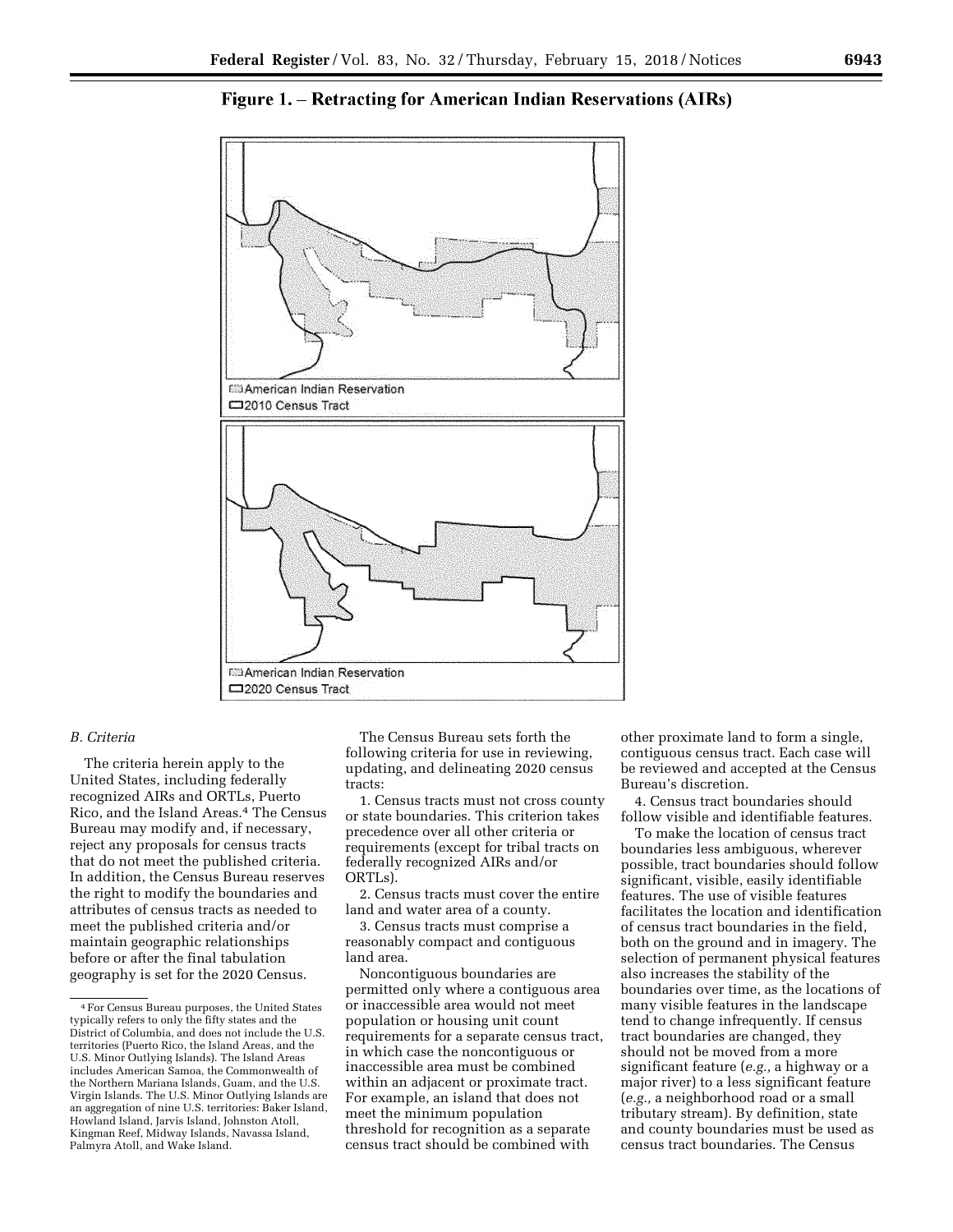**Figure 1. – Retracting for American Indian Reservations (AIRs)**

American Indian Reservation
2010 Census Tract

American Indian Reservation
2020 Census Tract

*B. Criteria*

The criteria herein apply to the United States, including federally recognized AIRs and ORTLs, Puerto Rico, and the Island Areas.[4] The Census Bureau may modify and, if necessary, reject any proposals for census tracts that do not meet the published criteria. In addition, the Census Bureau reserves the right to modify the boundaries and attributes of census tracts as needed to meet the published criteria and/or maintain geographic relationships before or after the final tabulation geography is set for the 2020 Census.

The Census Bureau sets forth the following criteria for use in reviewing, updating, and delineating 2020 census tracts:

1. Census tracts must not cross county or state boundaries. This criterion takes precedence over all other criteria or requirements (except for tribal tracts on federally recognized AIRs and/or ORTLs).

2. Census tracts must cover the entire land and water area of a county.

3. Census tracts must comprise a reasonably compact and contiguous land area.

Noncontiguous boundaries are permitted only where a contiguous area or inaccessible area would not meet population or housing unit count requirements for a separate census tract, in which case the noncontiguous or inaccessible area must be combined within an adjacent or proximate tract. For example, an island that does not meet the minimum population threshold for recognition as a separate census tract should be combined with other proximate land to form a single, contiguous census tract. Each case will be reviewed and accepted at the Census Bureau's discretion.

4. Census tract boundaries should follow visible and identifiable features.

To make the location of census tract boundaries less ambiguous, wherever possible, tract boundaries should follow significant, visible, easily identifiable features. The use of visible features facilitates the location and identification of census tract boundaries in the field, both on the ground and in imagery. The selection of permanent physical features also increases the stability of the boundaries over time, as the locations of many visible features in the landscape tend to change infrequently. If census tract boundaries are changed, they should not be moved from a more significant feature (*e.g.,* a highway or a major river) to a less significant feature (*e.g.,* a neighborhood road or a small tributary stream). By definition, state and county boundaries must be used as census tract boundaries. The Census

[4] For Census Bureau purposes, the United States typically refers to only the fifty states and the District of Columbia, and does not include the U.S. territories (Puerto Rico, the Island Areas, and the U.S. Minor Outlying Islands). The Island Areas includes American Samoa, the Commonwealth of the Northern Mariana Islands, Guam, and the U.S. Virgin Islands. The U.S. Minor Outlying Islands are an aggregation of nine U.S. territories: Baker Island, Howland Island, Jarvis Island, Johnston Atoll, Kingman Reef, Midway Islands, Navassa Island, Palmyra Atoll, and Wake Island.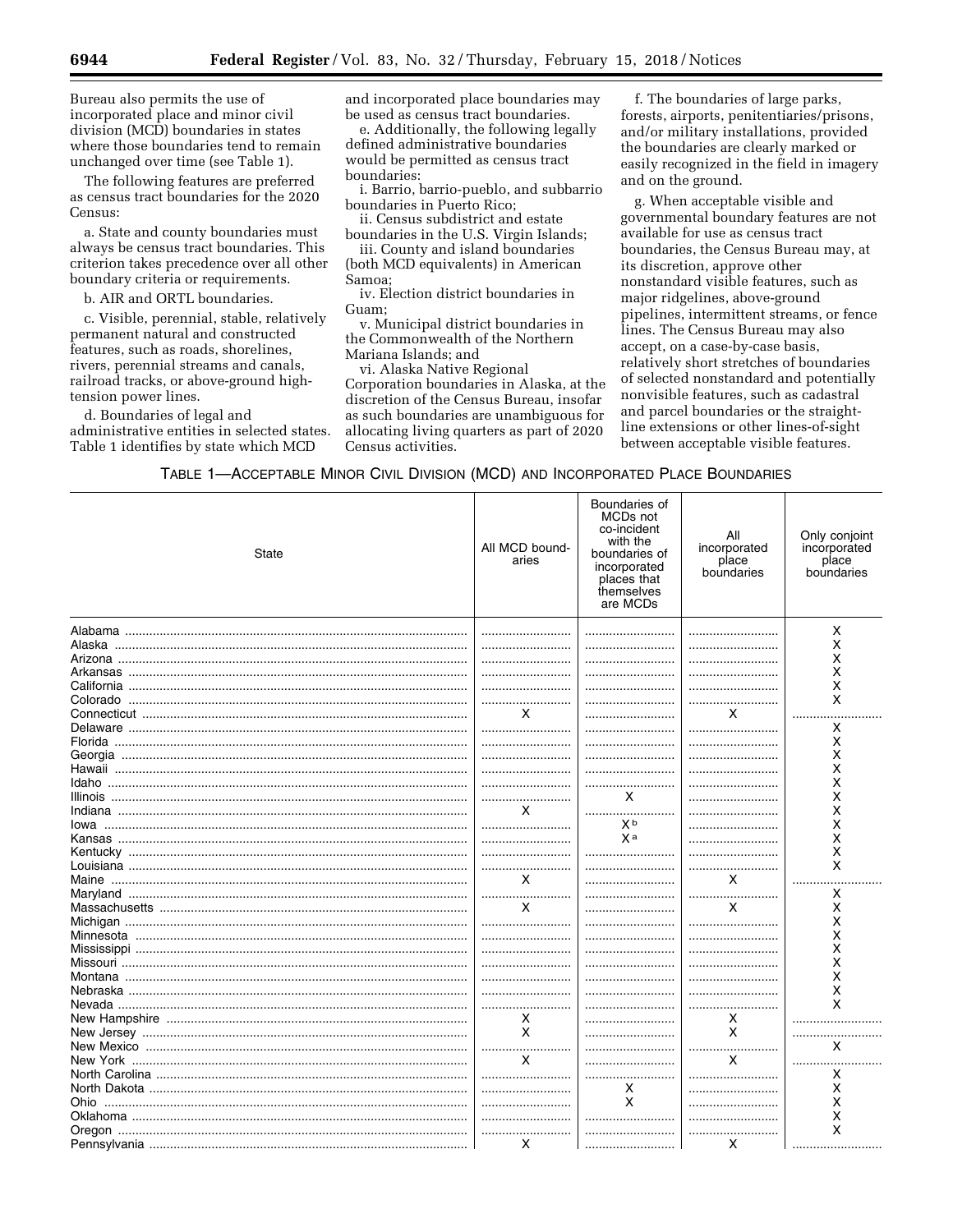Bureau also permits the use of incorporated place and minor civil division (MCD) boundaries in states where those boundaries tend to remain unchanged over time (see Table 1).

The following features are preferred as census tract boundaries for the 2020 Census:

a. State and county boundaries must always be census tract boundaries. This criterion takes precedence over all other boundary criteria or requirements.

b. AIR and ORTL boundaries.

c. Visible, perennial, stable, relatively permanent natural and constructed features, such as roads, shorelines, rivers, perennial streams and canals, railroad tracks, or above-ground high-tension power lines.

d. Boundaries of legal and administrative entities in selected states. Table 1 identifies by state which MCD and incorporated place boundaries may be used as census tract boundaries.

e. Additionally, the following legally defined administrative boundaries would be permitted as census tract boundaries:

i. Barrio, barrio-pueblo, and subbarrio boundaries in Puerto Rico;

ii. Census subdistrict and estate boundaries in the U.S. Virgin Islands;

iii. County and island boundaries (both MCD equivalents) in American Samoa;

iv. Election district boundaries in Guam;

v. Municipal district boundaries in the Commonwealth of the Northern Mariana Islands; and

vi. Alaska Native Regional Corporation boundaries in Alaska, at the discretion of the Census Bureau, insofar as such boundaries are unambiguous for allocating living quarters as part of 2020 Census activities.

f. The boundaries of large parks, forests, airports, penitentiaries/prisons, and/or military installations, provided the boundaries are clearly marked or easily recognized in the field in imagery and on the ground.

g. When acceptable visible and governmental boundary features are not available for use as census tract boundaries, the Census Bureau may, at its discretion, approve other nonstandard visible features, such as major ridgelines, above-ground pipelines, intermittent streams, or fence lines. The Census Bureau may also accept, on a case-by-case basis, relatively short stretches of boundaries of selected nonstandard and potentially nonvisible features, such as cadastral and parcel boundaries or the straight-line extensions or other lines-of-sight between acceptable visible features.

TABLE 1—ACCEPTABLE MINOR CIVIL DIVISION (MCD) AND INCORPORATED PLACE BOUNDARIES

| State | All MCD boundaries | Boundaries of MCDs not co-incident with the boundaries of incorporated places that themselves are MCDs | All incorporated place boundaries | Only conjoint incorporated place boundaries |
|---|---|---|---|---|
| Alabama | | | | X |
| Alaska | | | | X |
| Arizona | | | | X |
| Arkansas | | | | X |
| California | | | | X |
| Colorado | | | | X |
| Connecticut | X | | X | |
| Delaware | | | | X |
| Florida | | | | X |
| Georgia | | | | X |
| Hawaii | | | | X |
| Idaho | | | | X |
| Illinois | | X | | X |
| Indiana | X | | | X |
| Iowa | | X [b] | | X |
| Kansas | | X [a] | | X |
| Kentucky | | | | X |
| Louisiana | | | | X |
| Maine | X | | X | |
| Maryland | | | | X |
| Massachusetts | X | | X | X |
| Michigan | | | | X |
| Minnesota | | | | X |
| Mississippi | | | | X |
| Missouri | | | | X |
| Montana | | | | X |
| Nebraska | | | | X |
| Nevada | | | | X |
| New Hampshire | X | | X | |
| New Jersey | X | | X | |
| New Mexico | | | | X |
| New York | X | | X | |
| North Carolina | | | | X |
| North Dakota | | X | | X |
| Ohio | | X | | X |
| Oklahoma | | | | X |
| Oregon | | | | X |
| Pennsylvania | X | | X | |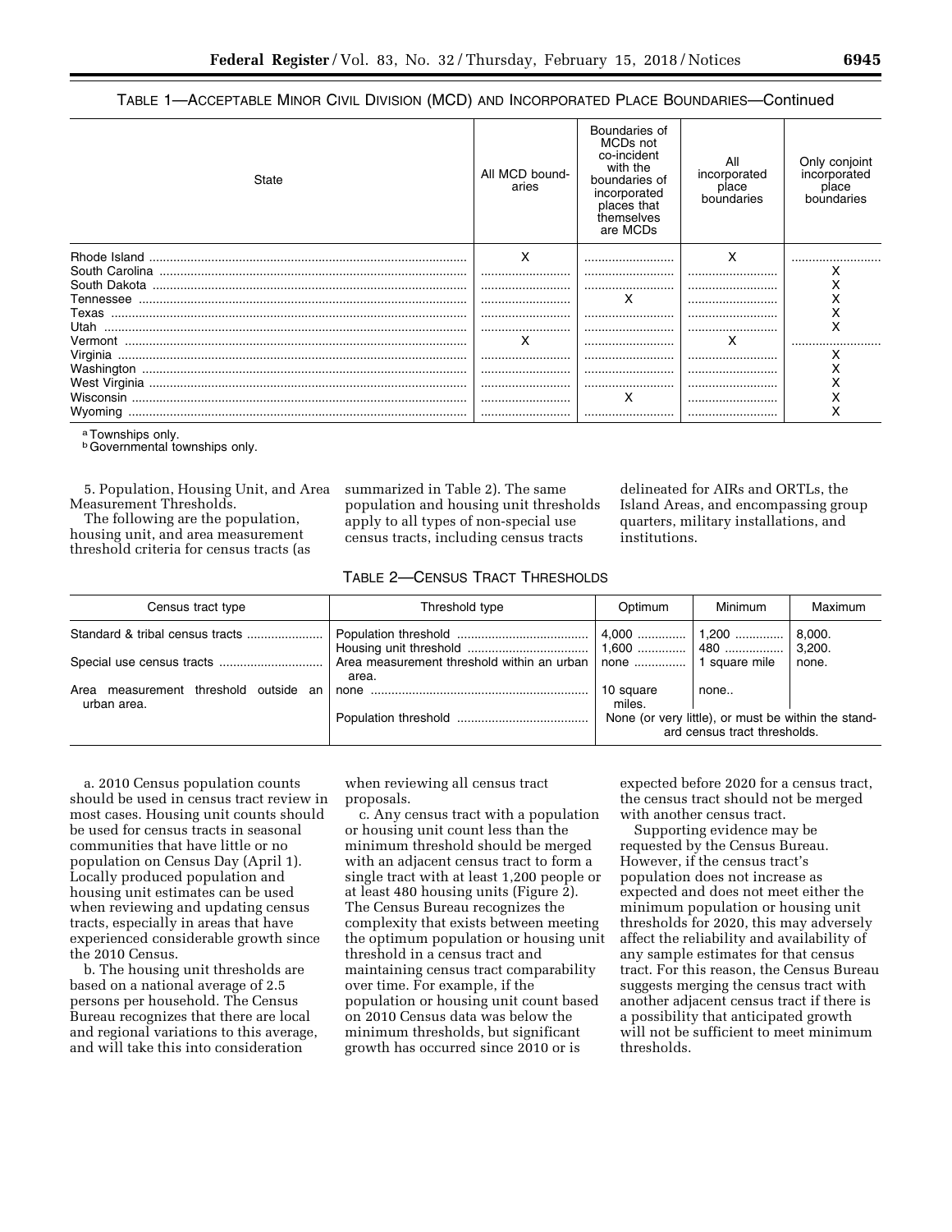TABLE 1—ACCEPTABLE MINOR CIVIL DIVISION (MCD) AND INCORPORATED PLACE BOUNDARIES—Continued

| State | All MCD boundaries | Boundaries of MCDs not co-incident with the boundaries of incorporated places that themselves are MCDs | All incorporated place boundaries | Only conjoint incorporated place boundaries |
|---|---|---|---|---|
| Rhode Island | X | | X | |
| South Carolina | | | | X |
| South Dakota | | | | X |
| Tennessee | | X | | X |
| Texas | | | | X |
| Utah | | | | X |
| Vermont | X | | X | |
| Virginia | | | | X |
| Washington | | | | X |
| West Virginia | | | | X |
| Wisconsin | | X | | X |
| Wyoming | | | | X |

[a] Townships only.
[b] Governmental townships only.

5. Population, Housing Unit, and Area Measurement Thresholds.

The following are the population, housing unit, and area measurement threshold criteria for census tracts (as summarized in Table 2). The same population and housing unit thresholds apply to all types of non-special use census tracts, including census tracts delineated for AIRs and ORTLs, the Island Areas, and encompassing group quarters, military installations, and institutions.

TABLE 2—CENSUS TRACT THRESHOLDS

| Census tract type | Threshold type | Optimum | Minimum | Maximum |
|---|---|---|---|---|
| Standard & tribal census tracts | Population threshold | 4,000 | 1,200 | 8,000. |
| | Housing unit threshold | 1,600 | 480 | 3,200. |
| Special use census tracts | Area measurement threshold within an urban area. | none | 1 square mile | none. |
| Area measurement threshold outside an urban area. | none | 10 square miles. | none.. | |
| | Population threshold | None (or very little), or must be within the standard census tract thresholds. | | |

a. 2010 Census population counts should be used in census tract review in most cases. Housing unit counts should be used for census tracts in seasonal communities that have little or no population on Census Day (April 1). Locally produced population and housing unit estimates can be used when reviewing and updating census tracts, especially in areas that have experienced considerable growth since the 2010 Census.

b. The housing unit thresholds are based on a national average of 2.5 persons per household. The Census Bureau recognizes that there are local and regional variations to this average, and will take this into consideration when reviewing all census tract proposals.

c. Any census tract with a population or housing unit count less than the minimum threshold should be merged with an adjacent census tract to form a single tract with at least 1,200 people or at least 480 housing units (Figure 2). The Census Bureau recognizes the complexity that exists between meeting the optimum population or housing unit threshold in a census tract and maintaining census tract comparability over time. For example, if the population or housing unit count based on 2010 Census data was below the minimum thresholds, but significant growth has occurred since 2010 or is expected before 2020 for a census tract, the census tract should not be merged with another census tract.

Supporting evidence may be requested by the Census Bureau. However, if the census tract's population does not increase as expected and does not meet either the minimum population or housing unit thresholds for 2020, this may adversely affect the reliability and availability of any sample estimates for that census tract. For this reason, the Census Bureau suggests merging the census tract with another adjacent census tract if there is a possibility that anticipated growth will not be sufficient to meet minimum thresholds.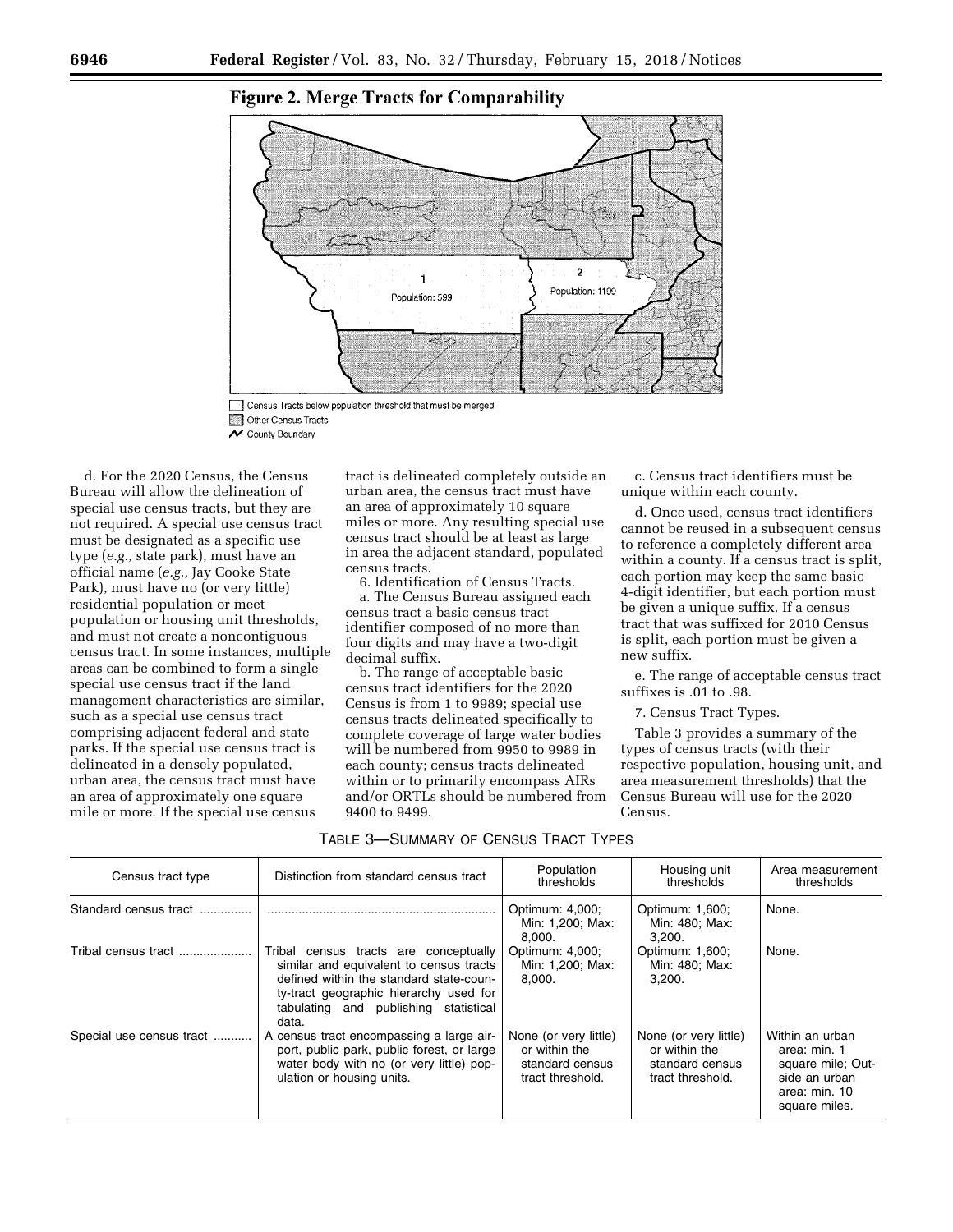**Figure 2. Merge Tracts for Comparability**

d. For the 2020 Census, the Census Bureau will allow the delineation of special use census tracts, but they are not required. A special use census tract must be designated as a specific use type (*e.g.,* state park), must have an official name (*e.g.,* Jay Cooke State Park), must have no (or very little) residential population or meet population or housing unit thresholds, and must not create a noncontiguous census tract. In some instances, multiple areas can be combined to form a single special use census tract if the land management characteristics are similar, such as a special use census tract comprising adjacent federal and state parks. If the special use census tract is delineated in a densely populated, urban area, the census tract must have an area of approximately one square mile or more. If the special use census tract is delineated completely outside an urban area, the census tract must have an area of approximately 10 square miles or more. Any resulting special use census tract should be at least as large in area the adjacent standard, populated census tracts.

6. Identification of Census Tracts.

a. The Census Bureau assigned each census tract a basic census tract identifier composed of no more than four digits and may have a two-digit decimal suffix.

b. The range of acceptable basic census tract identifiers for the 2020 Census is from 1 to 9989; special use census tracts delineated specifically to complete coverage of large water bodies will be numbered from 9950 to 9989 in each county; census tracts delineated within or to primarily encompass AIRs and/or ORTLs should be numbered from 9400 to 9499.

c. Census tract identifiers must be unique within each county.

d. Once used, census tract identifiers cannot be reused in a subsequent census to reference a completely different area within a county. If a census tract is split, each portion may keep the same basic 4-digit identifier, but each portion must be given a unique suffix. If a census tract that was suffixed for 2010 Census is split, each portion must be given a new suffix.

e. The range of acceptable census tract suffixes is .01 to .98.

7. Census Tract Types.

Table 3 provides a summary of the types of census tracts (with their respective population, housing unit, and area measurement thresholds) that the Census Bureau will use for the 2020 Census.

TABLE 3—SUMMARY OF CENSUS TRACT TYPES

| Census tract type | Distinction from standard census tract | Population thresholds | Housing unit thresholds | Area measurement thresholds |
|---|---|---|---|---|
| Standard census tract | | Optimum: 4,000; Min: 1,200; Max: 8,000. | Optimum: 1,600; Min: 480; Max: 3,200. | None. |
| Tribal census tract | Tribal census tracts are conceptually similar and equivalent to census tracts defined within the standard state-county-tract geographic hierarchy used for tabulating and publishing statistical data. | Optimum: 4,000; Min: 1,200; Max: 8,000. | Optimum: 1,600; Min: 480; Max: 3,200. | None. |
| Special use census tract | A census tract encompassing a large airport, public park, public forest, or large water body with no (or very little) population or housing units. | None (or very little) or within the standard census tract threshold. | None (or very little) or within the standard census tract threshold. | Within an urban area: min. 1 square mile; Outside an urban area: min. 10 square miles. |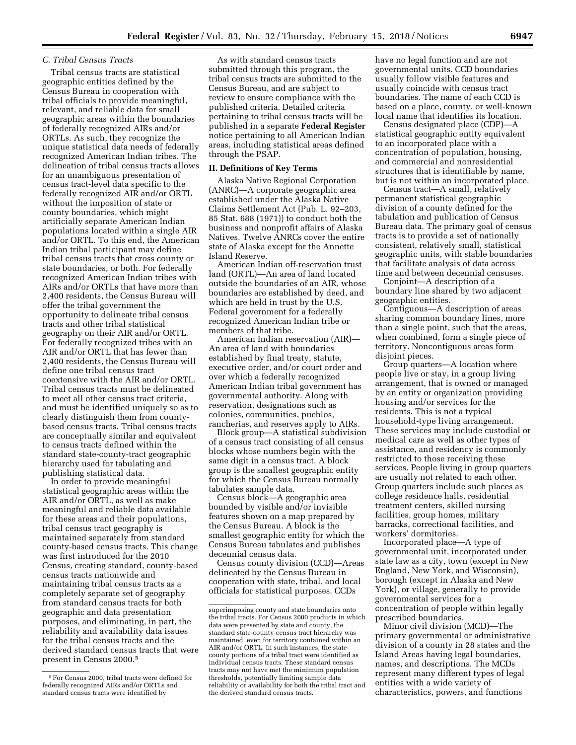### *C. Tribal Census Tracts*

Tribal census tracts are statistical geographic entities defined by the Census Bureau in cooperation with tribal officials to provide meaningful, relevant, and reliable data for small geographic areas within the boundaries of federally recognized AIRs and/or ORTLs. As such, they recognize the unique statistical data needs of federally recognized American Indian tribes. The delineation of tribal census tracts allows for an unambiguous presentation of census tract-level data specific to the federally recognized AIR and/or ORTL without the imposition of state or county boundaries, which might artificially separate American Indian populations located within a single AIR and/or ORTL. To this end, the American Indian tribal participant may define tribal census tracts that cross county or state boundaries, or both. For federally recognized American Indian tribes with AIRs and/or ORTLs that have more than 2,400 residents, the Census Bureau will offer the tribal government the opportunity to delineate tribal census tracts and other tribal statistical geography on their AIR and/or ORTL. For federally recognized tribes with an AIR and/or ORTL that has fewer than 2,400 residents, the Census Bureau will define one tribal census tract coextensive with the AIR and/or ORTL. Tribal census tracts must be delineated to meet all other census tract criteria, and must be identified uniquely so as to clearly distinguish them from county-based census tracts. Tribal census tracts are conceptually similar and equivalent to census tracts defined within the standard state-county-tract geographic hierarchy used for tabulating and publishing statistical data.

In order to provide meaningful statistical geographic areas within the AIR and/or ORTL, as well as make meaningful and reliable data available for these areas and their populations, tribal census tract geography is maintained separately from standard county-based census tracts. This change was first introduced for the 2010 Census, creating standard, county-based census tracts nationwide and maintaining tribal census tracts as a completely separate set of geography from standard census tracts for both geographic and data presentation purposes, and eliminating, in part, the reliability and availability data issues for the tribal census tracts and the derived standard census tracts that were present in Census 2000.[5]

As with standard census tracts submitted through this program, the tribal census tracts are submitted to the Census Bureau, and are subject to review to ensure compliance with the published criteria. Detailed criteria pertaining to tribal census tracts will be published in a separate **Federal Register** notice pertaining to all American Indian areas, including statistical areas defined through the PSAP.

## II. Definitions of Key Terms

Alaska Native Regional Corporation (ANRC)—A corporate geographic area established under the Alaska Native Claims Settlement Act (Pub. L. 92–203, 85 Stat. 688 (1971)) to conduct both the business and nonprofit affairs of Alaska Natives. Twelve ANRCs cover the entire state of Alaska except for the Annette Island Reserve.

American Indian off-reservation trust land (ORTL)—An area of land located outside the boundaries of an AIR, whose boundaries are established by deed, and which are held in trust by the U.S. Federal government for a federally recognized American Indian tribe or members of that tribe.

American Indian reservation (AIR)—An area of land with boundaries established by final treaty, statute, executive order, and/or court order and over which a federally recognized American Indian tribal government has governmental authority. Along with reservation, designations such as colonies, communities, pueblos, rancherias, and reserves apply to AIRs.

Block group—A statistical subdivision of a census tract consisting of all census blocks whose numbers begin with the same digit in a census tract. A block group is the smallest geographic entity for which the Census Bureau normally tabulates sample data.

Census block—A geographic area bounded by visible and/or invisible features shown on a map prepared by the Census Bureau. A block is the smallest geographic entity for which the Census Bureau tabulates and publishes decennial census data.

Census county division (CCD)—Areas delineated by the Census Bureau in cooperation with state, tribal, and local officials for statistical purposes. CCDs have no legal function and are not governmental units. CCD boundaries usually follow visible features and usually coincide with census tract boundaries. The name of each CCD is based on a place, county, or well-known local name that identifies its location.

Census designated place (CDP)—A statistical geographic entity equivalent to an incorporated place with a concentration of population, housing, and commercial and nonresidential structures that is identifiable by name, but is not within an incorporated place.

Census tract—A small, relatively permanent statistical geographic division of a county defined for the tabulation and publication of Census Bureau data. The primary goal of census tracts is to provide a set of nationally consistent, relatively small, statistical geographic units, with stable boundaries that facilitate analysis of data across time and between decennial censuses.

Conjoint—A description of a boundary line shared by two adjacent geographic entities.

Contiguous—A description of areas sharing common boundary lines, more than a single point, such that the areas, when combined, form a single piece of territory. Noncontiguous areas form disjoint pieces.

Group quarters—A location where people live or stay, in a group living arrangement, that is owned or managed by an entity or organization providing housing and/or services for the residents. This is not a typical household-type living arrangement. These services may include custodial or medical care as well as other types of assistance, and residency is commonly restricted to those receiving these services. People living in group quarters are usually not related to each other. Group quarters include such places as college residence halls, residential treatment centers, skilled nursing facilities, group homes, military barracks, correctional facilities, and workers' dormitories.

Incorporated place—A type of governmental unit, incorporated under state law as a city, town (except in New England, New York, and Wisconsin), borough (except in Alaska and New York), or village, generally to provide governmental services for a concentration of people within legally prescribed boundaries.

Minor civil division (MCD)—The primary governmental or administrative division of a county in 28 states and the Island Areas having legal boundaries, names, and descriptions. The MCDs represent many different types of legal entities with a wide variety of characteristics, powers, and functions

---

[5] For Census 2000, tribal tracts were defined for federally recognized AIRs and/or ORTLs and standard census tracts were identified by superimposing county and state boundaries onto the tribal tracts. For Census 2000 products in which data were presented by state and county, the standard state-county-census tract hierarchy was maintained, even for territory contained within an AIR and/or ORTL. In such instances, the state-county portions of a tribal tract were identified as individual census tracts. These standard census tracts may not have met the minimum population thresholds, potentially limiting sample data reliability or availability for both the tribal tract and the derived standard census tracts.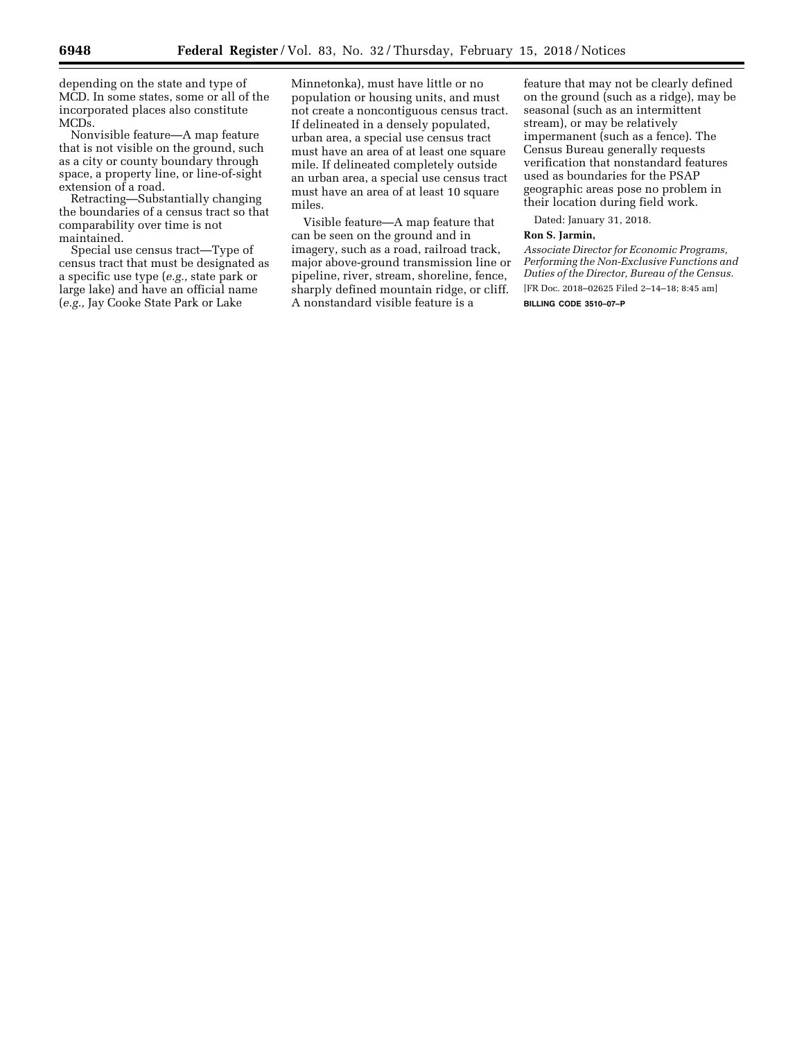depending on the state and type of MCD. In some states, some or all of the incorporated places also constitute MCDs.

Nonvisible feature—A map feature that is not visible on the ground, such as a city or county boundary through space, a property line, or line-of-sight extension of a road.

Retracting—Substantially changing the boundaries of a census tract so that comparability over time is not maintained.

Special use census tract—Type of census tract that must be designated as a specific use type (*e.g.,* state park or large lake) and have an official name (*e.g.,* Jay Cooke State Park or Lake Minnetonka), must have little or no population or housing units, and must not create a noncontiguous census tract. If delineated in a densely populated, urban area, a special use census tract must have an area of at least one square mile. If delineated completely outside an urban area, a special use census tract must have an area of at least 10 square miles.

Visible feature—A map feature that can be seen on the ground and in imagery, such as a road, railroad track, major above-ground transmission line or pipeline, river, stream, shoreline, fence, sharply defined mountain ridge, or cliff. A nonstandard visible feature is a feature that may not be clearly defined on the ground (such as a ridge), may be seasonal (such as an intermittent stream), or may be relatively impermanent (such as a fence). The Census Bureau generally requests verification that nonstandard features used as boundaries for the PSAP geographic areas pose no problem in their location during field work.

Dated: January 31, 2018.

**Ron S. Jarmin,**

*Associate Director for Economic Programs, Performing the Non-Exclusive Functions and Duties of the Director, Bureau of the Census.*

[FR Doc. 2018–02625 Filed 2–14–18; 8:45 am]

**BILLING CODE 3510–07–P**